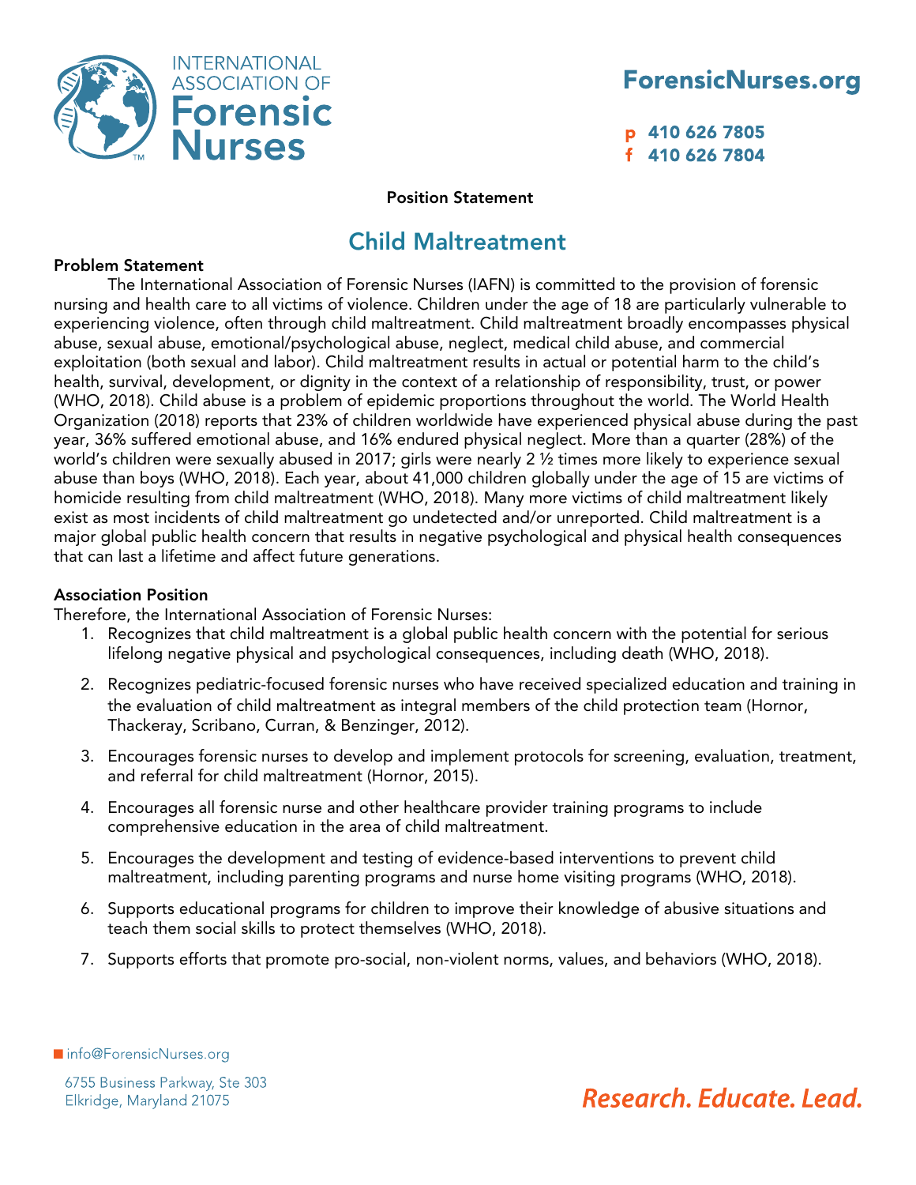Position Statement

# Child Maltreatment

## Problem Statement

The International Association of Forensic Nurses (IAFN) is committed to the provision of forensic nursing and health care to all victims of violence. Children under the age of 18 are particularly vulnerable to experiencing violence, often through child maltreatment. Child maltreatment broadly encompasses physical abuse, sexual abuse, emotional/psychological abuse, neglect, medical child abuse, and commercial exploitation (both sexual and labor). Child maltreatment results in actual or potential harm to the child's health, survival, development, or dignity in the context of a relationship of responsibility, trust, or power (WHO, 2018). Child abuse is a problem of epidemic proportions throughout the world. The World Health Organization (2018) reports that 23% of children worldwide have experienced physical abuse during the past year, 36% suffered emotional abuse, and 16% endured physical neglect. More than a quarter (28%) of the world's children were sexually abused in 2017; girls were nearly 2 ½ times more likely to experience sexual abuse than boys (WHO, 2018). Each year, about 41,000 children globally under the age of 15 are victims of homicide resulting from child maltreatment (WHO, 2018). Many more victims of child maltreatment likely exist as most incidents of child maltreatment go undetected and/or unreported. Child maltreatment is a major global public health concern that results in negative psychological and physical health consequences that can last a lifetime and affect future generations.

## Association Position

Therefore, the International Association of Forensic Nurses:

1. Recognizes that child maltreatment is a global public health concern with the potential for serious lifelong negative physical and psychological consequences, including death (WHO, 2018).
2. Recognizes pediatric-focused forensic nurses who have received specialized education and training in the evaluation of child maltreatment as integral members of the child protection team (Hornor, Thackeray, Scribano, Curran, & Benzinger, 2012).
3. Encourages forensic nurses to develop and implement protocols for screening, evaluation, treatment, and referral for child maltreatment (Hornor, 2015).
4. Encourages all forensic nurse and other healthcare provider training programs to include comprehensive education in the area of child maltreatment.
5. Encourages the development and testing of evidence-based interventions to prevent child maltreatment, including parenting programs and nurse home visiting programs (WHO, 2018).
6. Supports educational programs for children to improve their knowledge of abusive situations and teach them social skills to protect themselves (WHO, 2018).
7. Supports efforts that promote pro-social, non-violent norms, values, and behaviors (WHO, 2018).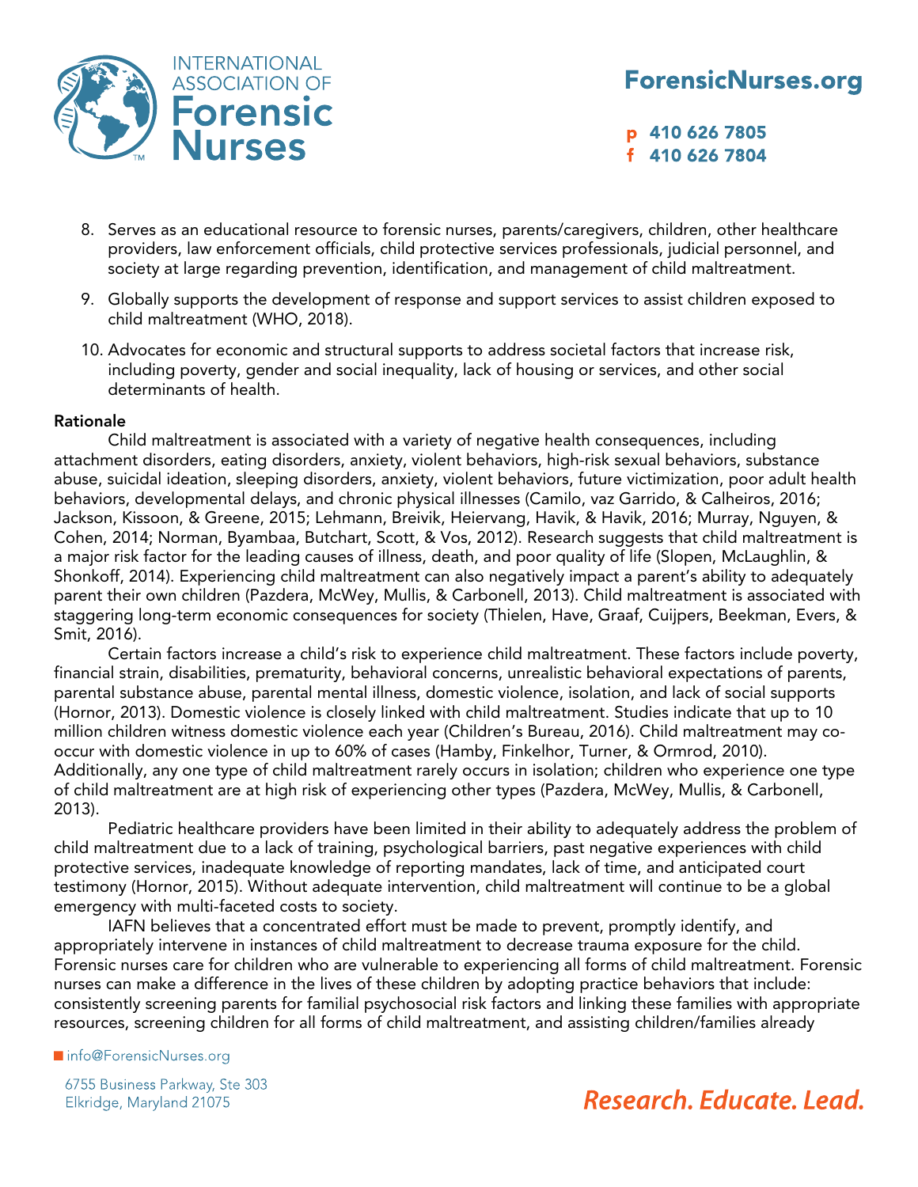8. Serves as an educational resource to forensic nurses, parents/caregivers, children, other healthcare providers, law enforcement officials, child protective services professionals, judicial personnel, and society at large regarding prevention, identification, and management of child maltreatment.

9. Globally supports the development of response and support services to assist children exposed to child maltreatment (WHO, 2018).

10. Advocates for economic and structural supports to address societal factors that increase risk, including poverty, gender and social inequality, lack of housing or services, and other social determinants of health.

**Rationale**

Child maltreatment is associated with a variety of negative health consequences, including attachment disorders, eating disorders, anxiety, violent behaviors, high-risk sexual behaviors, substance abuse, suicidal ideation, sleeping disorders, anxiety, violent behaviors, future victimization, poor adult health behaviors, developmental delays, and chronic physical illnesses (Camilo, vaz Garrido, & Calheiros, 2016; Jackson, Kissoon, & Greene, 2015; Lehmann, Breivik, Heiervang, Havik, & Havik, 2016; Murray, Nguyen, & Cohen, 2014; Norman, Byambaa, Butchart, Scott, & Vos, 2012). Research suggests that child maltreatment is a major risk factor for the leading causes of illness, death, and poor quality of life (Slopen, McLaughlin, & Shonkoff, 2014). Experiencing child maltreatment can also negatively impact a parent's ability to adequately parent their own children (Pazdera, McWey, Mullis, & Carbonell, 2013). Child maltreatment is associated with staggering long-term economic consequences for society (Thielen, Have, Graaf, Cuijpers, Beekman, Evers, & Smit, 2016).

Certain factors increase a child's risk to experience child maltreatment. These factors include poverty, financial strain, disabilities, prematurity, behavioral concerns, unrealistic behavioral expectations of parents, parental substance abuse, parental mental illness, domestic violence, isolation, and lack of social supports (Hornor, 2013). Domestic violence is closely linked with child maltreatment. Studies indicate that up to 10 million children witness domestic violence each year (Children's Bureau, 2016). Child maltreatment may co-occur with domestic violence in up to 60% of cases (Hamby, Finkelhor, Turner, & Ormrod, 2010). Additionally, any one type of child maltreatment rarely occurs in isolation; children who experience one type of child maltreatment are at high risk of experiencing other types (Pazdera, McWey, Mullis, & Carbonell, 2013).

Pediatric healthcare providers have been limited in their ability to adequately address the problem of child maltreatment due to a lack of training, psychological barriers, past negative experiences with child protective services, inadequate knowledge of reporting mandates, lack of time, and anticipated court testimony (Hornor, 2015). Without adequate intervention, child maltreatment will continue to be a global emergency with multi-faceted costs to society.

IAFN believes that a concentrated effort must be made to prevent, promptly identify, and appropriately intervene in instances of child maltreatment to decrease trauma exposure for the child. Forensic nurses care for children who are vulnerable to experiencing all forms of child maltreatment. Forensic nurses can make a difference in the lives of these children by adopting practice behaviors that include: consistently screening parents for familial psychosocial risk factors and linking these families with appropriate resources, screening children for all forms of child maltreatment, and assisting children/families already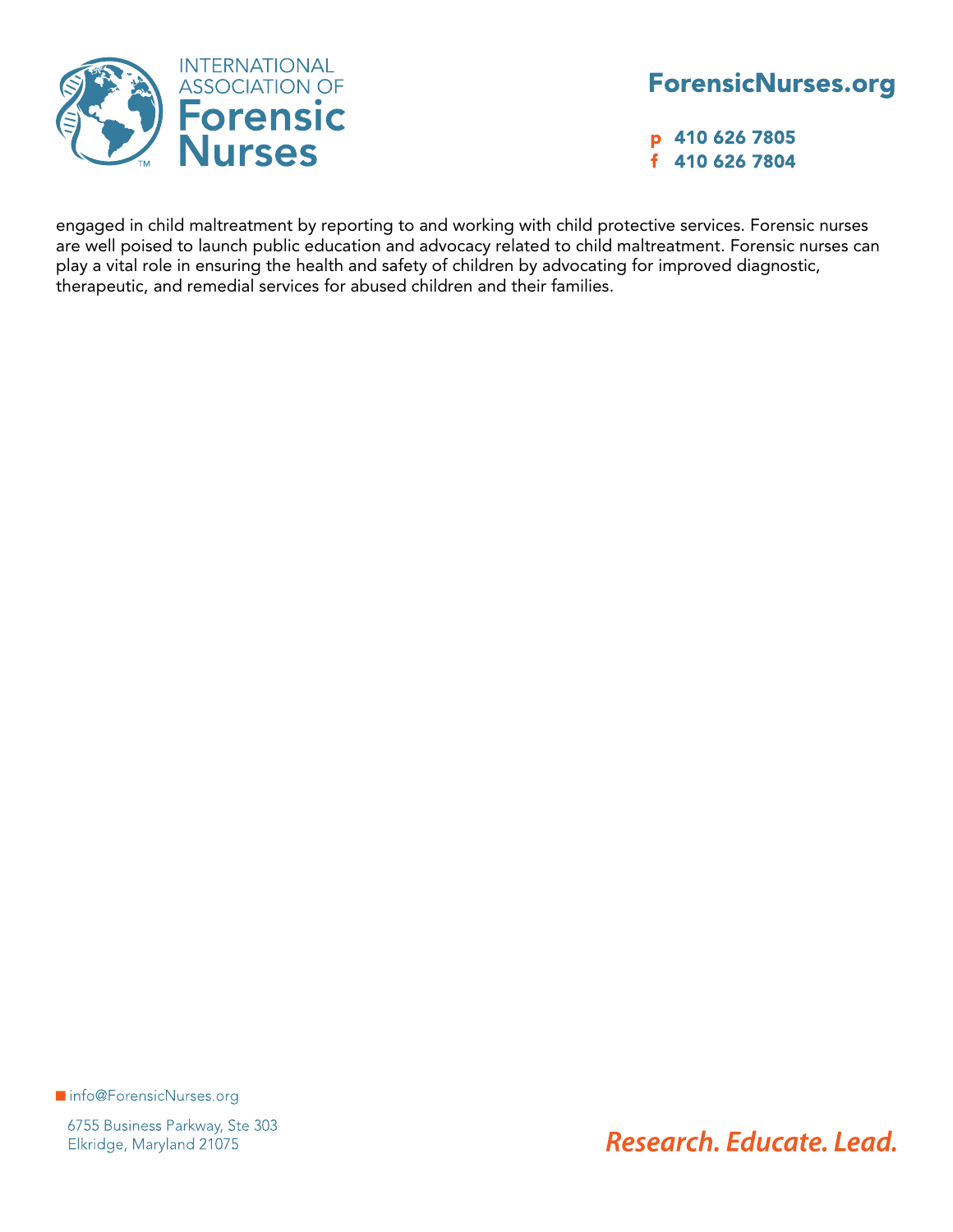engaged in child maltreatment by reporting to and working with child protective services. Forensic nurses are well poised to launch public education and advocacy related to child maltreatment. Forensic nurses can play a vital role in ensuring the health and safety of children by advocating for improved diagnostic, therapeutic, and remedial services for abused children and their families.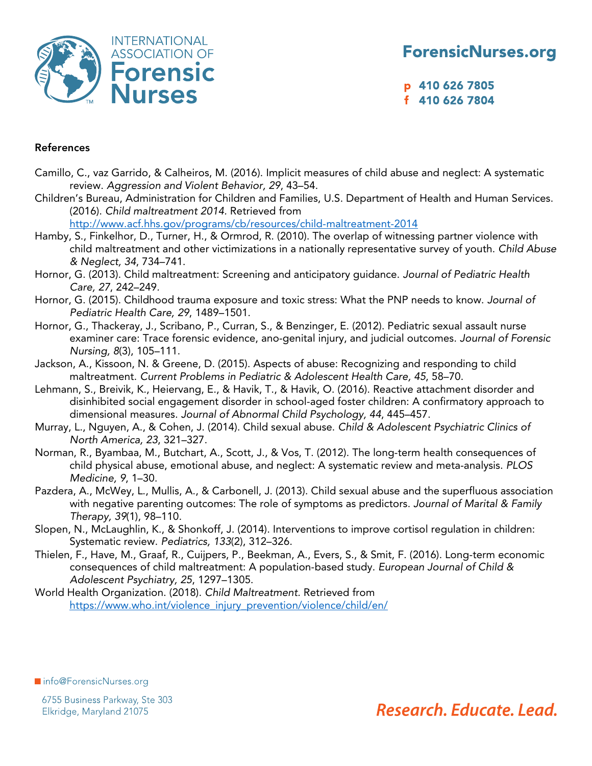**References**

Camillo, C., vaz Garrido, & Calheiros, M. (2016). Implicit measures of child abuse and neglect: A systematic review. *Aggression and Violent Behavior, 29*, 43–54.

Children's Bureau, Administration for Children and Families, U.S. Department of Health and Human Services. (2016). *Child maltreatment 2014.* Retrieved from http://www.acf.hhs.gov/programs/cb/resources/child-maltreatment-2014

Hamby, S., Finkelhor, D., Turner, H., & Ormrod, R. (2010). The overlap of witnessing partner violence with child maltreatment and other victimizations in a nationally representative survey of youth. *Child Abuse & Neglect, 34*, 734–741.

Hornor, G. (2013). Child maltreatment: Screening and anticipatory guidance. *Journal of Pediatric Health Care, 27*, 242–249.

Hornor, G. (2015). Childhood trauma exposure and toxic stress: What the PNP needs to know. *Journal of Pediatric Health Care, 29*, 1489–1501.

Hornor, G., Thackeray, J., Scribano, P., Curran, S., & Benzinger, E. (2012). Pediatric sexual assault nurse examiner care: Trace forensic evidence, ano-genital injury, and judicial outcomes. *Journal of Forensic Nursing, 8*(3), 105–111.

Jackson, A., Kissoon, N. & Greene, D. (2015). Aspects of abuse: Recognizing and responding to child maltreatment. *Current Problems in Pediatric & Adolescent Health Care, 45*, 58–70.

Lehmann, S., Breivik, K., Heiervang, E., & Havik, T., & Havik, O. (2016). Reactive attachment disorder and disinhibited social engagement disorder in school-aged foster children: A confirmatory approach to dimensional measures. *Journal of Abnormal Child Psychology, 44*, 445–457.

Murray, L., Nguyen, A., & Cohen, J. (2014). Child sexual abuse. *Child & Adolescent Psychiatric Clinics of North America, 23*, 321–327.

Norman, R., Byambaa, M., Butchart, A., Scott, J., & Vos, T. (2012). The long-term health consequences of child physical abuse, emotional abuse, and neglect: A systematic review and meta-analysis. *PLOS Medicine, 9*, 1–30.

Pazdera, A., McWey, L., Mullis, A., & Carbonell, J. (2013). Child sexual abuse and the superfluous association with negative parenting outcomes: The role of symptoms as predictors. *Journal of Marital & Family Therapy, 39*(1), 98–110.

Slopen, N., McLaughlin, K., & Shonkoff, J. (2014). Interventions to improve cortisol regulation in children: Systematic review. *Pediatrics, 133*(2), 312–326.

Thielen, F., Have, M., Graaf, R., Cuijpers, P., Beekman, A., Evers, S., & Smit, F. (2016). Long-term economic consequences of child maltreatment: A population-based study. *European Journal of Child & Adolescent Psychiatry, 25*, 1297–1305.

World Health Organization. (2018). *Child Maltreatment.* Retrieved from https://www.who.int/violence_injury_prevention/violence/child/en/